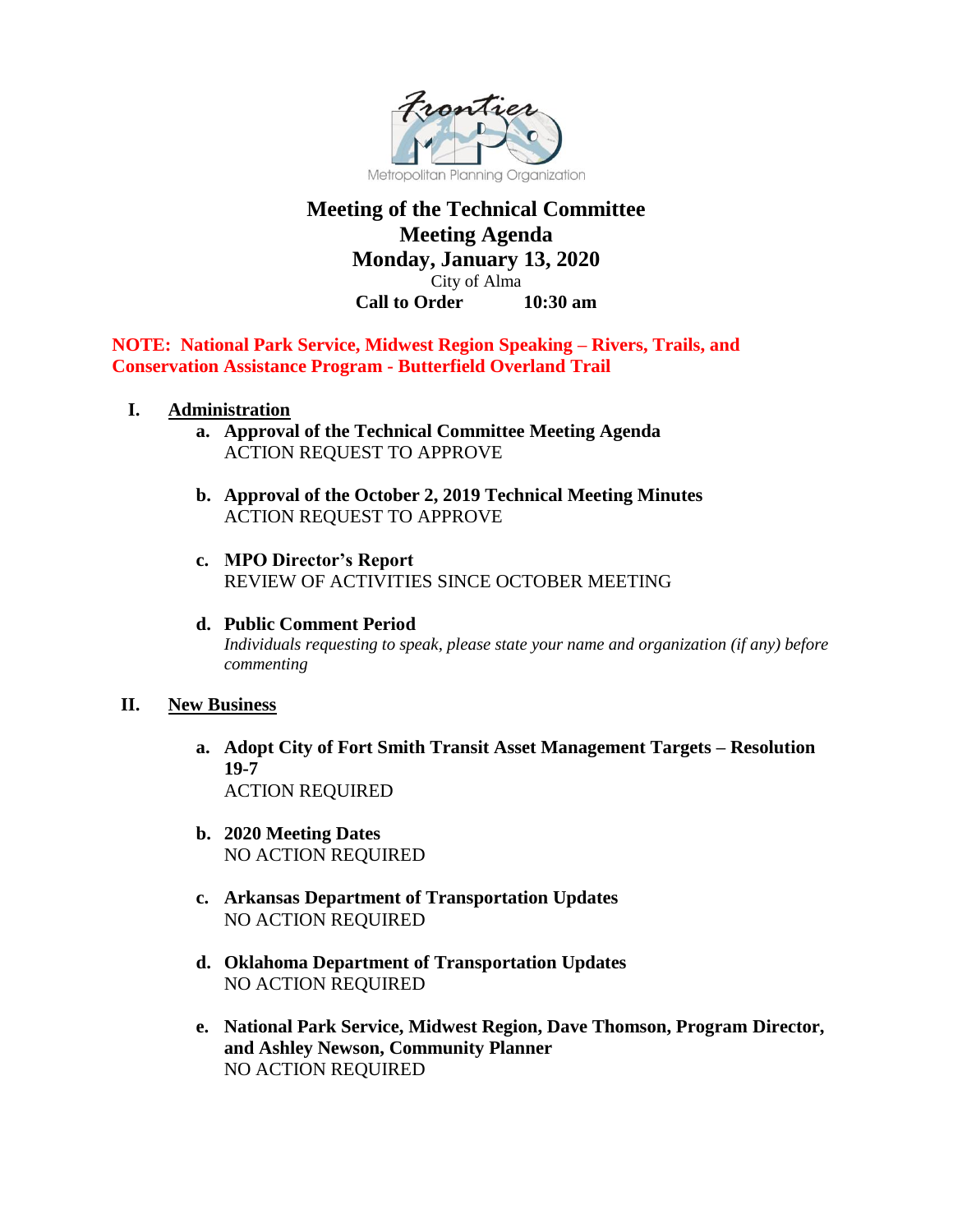Frontier MPO

Metropolitan Planning Organization

# Meeting of the Technical Committee
## Meeting Agenda
## Monday, January 13, 2020

City of Alma

**Call to Order 10:30 am**

**NOTE: National Park Service, Midwest Region Speaking – Rivers, Trails, and Conservation Assistance Program - Butterfield Overland Trail**

**I. Administration**

- **a. Approval of the Technical Committee Meeting Agenda**
  ACTION REQUEST TO APPROVE

- **b. Approval of the October 2, 2019 Technical Meeting Minutes**
  ACTION REQUEST TO APPROVE

- **c. MPO Director's Report**
  REVIEW OF ACTIVITIES SINCE OCTOBER MEETING

- **d. Public Comment Period**
  *Individuals requesting to speak, please state your name and organization (if any) before commenting*

**II. New Business**

- **a. Adopt City of Fort Smith Transit Asset Management Targets – Resolution 19-7**
  ACTION REQUIRED

- **b. 2020 Meeting Dates**
  NO ACTION REQUIRED

- **c. Arkansas Department of Transportation Updates**
  NO ACTION REQUIRED

- **d. Oklahoma Department of Transportation Updates**
  NO ACTION REQUIRED

- **e. National Park Service, Midwest Region, Dave Thomson, Program Director, and Ashley Newson, Community Planner**
  NO ACTION REQUIRED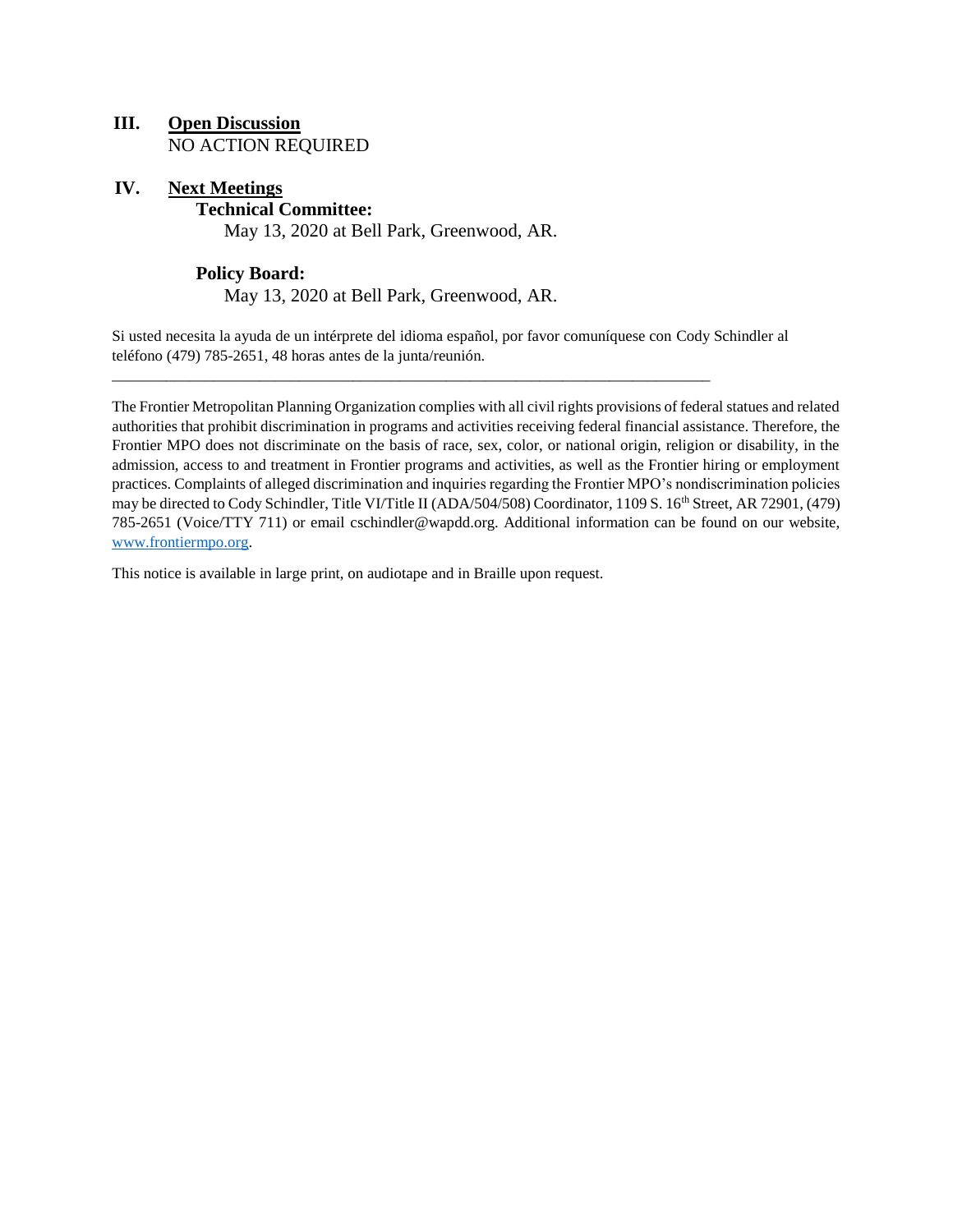## III. Open Discussion

NO ACTION REQUIRED

## IV. Next Meetings

**Technical Committee:**

May 13, 2020 at Bell Park, Greenwood, AR.

**Policy Board:**

May 13, 2020 at Bell Park, Greenwood, AR.

Si usted necesita la ayuda de un intérprete del idioma español, por favor comuníquese con Cody Schindler al teléfono (479) 785-2651, 48 horas antes de la junta/reunión.

---

The Frontier Metropolitan Planning Organization complies with all civil rights provisions of federal statues and related authorities that prohibit discrimination in programs and activities receiving federal financial assistance. Therefore, the Frontier MPO does not discriminate on the basis of race, sex, color, or national origin, religion or disability, in the admission, access to and treatment in Frontier programs and activities, as well as the Frontier hiring or employment practices. Complaints of alleged discrimination and inquiries regarding the Frontier MPO's nondiscrimination policies may be directed to Cody Schindler, Title VI/Title II (ADA/504/508) Coordinator, 1109 S. 16th Street, AR 72901, (479) 785-2651 (Voice/TTY 711) or email cschindler@wapdd.org. Additional information can be found on our website, www.frontiermpo.org.

This notice is available in large print, on audiotape and in Braille upon request.